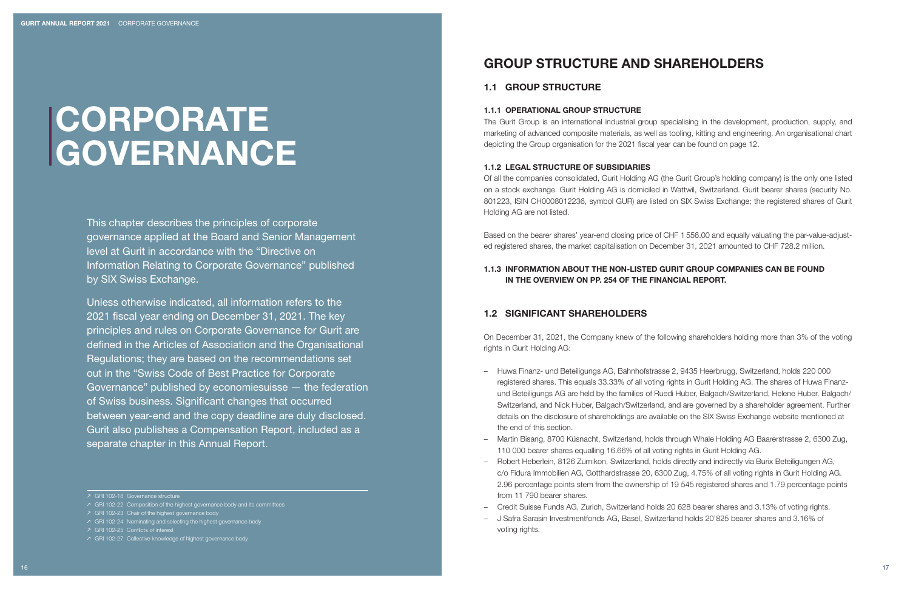# CORPORATE GOVERNANCE

This chapter describes the principles of corporate governance applied at the Board and Senior Management level at Gurit in accordance with the "Directive on Information Relating to Corporate Governance" published by SIX Swiss Exchange.

Unless otherwise indicated, all information refers to the 2021 fiscal year ending on December 31, 2021. The key principles and rules on Corporate Governance for Gurit are defined in the Articles of Association and the Organisational Regulations; they are based on the recommendations set out in the "Swiss Code of Best Practice for Corporate Governance" published by economiesuisse — the federation of Swiss business. Significant changes that occurred between year-end and the copy deadline are duly disclosed. Gurit also publishes a Compensation Report, included as a separate chapter in this Annual Report.

↗ GRI 102-18 Governance structure
↗ GRI 102-22 Composition of the highest governance body and its committees
↗ GRI 102-23 Chair of the highest governance body
↗ GRI 102-24 Nominating and selecting the highest governance body
↗ GRI 102-25 Conflicts of interest
↗ GRI 102-27 Collective knowledge of highest governance body

## GROUP STRUCTURE AND SHAREHOLDERS

### 1.1 GROUP STRUCTURE

#### 1.1.1 OPERATIONAL GROUP STRUCTURE

The Gurit Group is an international industrial group specialising in the development, production, supply, and marketing of advanced composite materials, as well as tooling, kitting and engineering. An organisational chart depicting the Group organisation for the 2021 fiscal year can be found on page 12.

#### 1.1.2 LEGAL STRUCTURE OF SUBSIDIARIES

Of all the companies consolidated, Gurit Holding AG (the Gurit Group's holding company) is the only one listed on a stock exchange. Gurit Holding AG is domiciled in Wattwil, Switzerland. Gurit bearer shares (security No. 801223, ISIN CH0008012236, symbol GUR) are listed on SIX Swiss Exchange; the registered shares of Gurit Holding AG are not listed.

Based on the bearer shares' year-end closing price of CHF 1 556.00 and equally valuating the par-value-adjusted registered shares, the market capitalisation on December 31, 2021 amounted to CHF 728.2 million.

#### 1.1.3 INFORMATION ABOUT THE NON-LISTED GURIT GROUP COMPANIES CAN BE FOUND IN THE OVERVIEW ON PP. 254 OF THE FINANCIAL REPORT.

### 1.2 SIGNIFICANT SHAREHOLDERS

On December 31, 2021, the Company knew of the following shareholders holding more than 3% of the voting rights in Gurit Holding AG:

- Huwa Finanz- und Beteiligungs AG, Bahnhofstrasse 2, 9435 Heerbrugg, Switzerland, holds 220 000 registered shares. This equals 33.33% of all voting rights in Gurit Holding AG. The shares of Huwa Finanz- und Beteiligungs AG are held by the families of Ruedi Huber, Balgach/Switzerland, Helene Huber, Balgach/Switzerland, and Nick Huber, Balgach/Switzerland, and are governed by a shareholder agreement. Further details on the disclosure of shareholdings are available on the SIX Swiss Exchange website mentioned at the end of this section.
- Martin Bisang, 8700 Küsnacht, Switzerland, holds through Whale Holding AG Baarerstrasse 2, 6300 Zug, 110 000 bearer shares equalling 16.66% of all voting rights in Gurit Holding AG.
- Robert Heberlein, 8126 Zumikon, Switzerland, holds directly and indirectly via Burix Beteiligungen AG, c/o Fidura Immobilien AG, Gotthardstrasse 20, 6300 Zug, 4.75% of all voting rights in Gurit Holding AG. 2.96 percentage points stem from the ownership of 19 545 registered shares and 1.79 percentage points from 11 790 bearer shares.
- Credit Suisse Funds AG, Zurich, Switzerland holds 20 628 bearer shares and 3.13% of voting rights.
- J Safra Sarasin Investmentfonds AG, Basel, Switzerland holds 20'825 bearer shares and 3.16% of voting rights.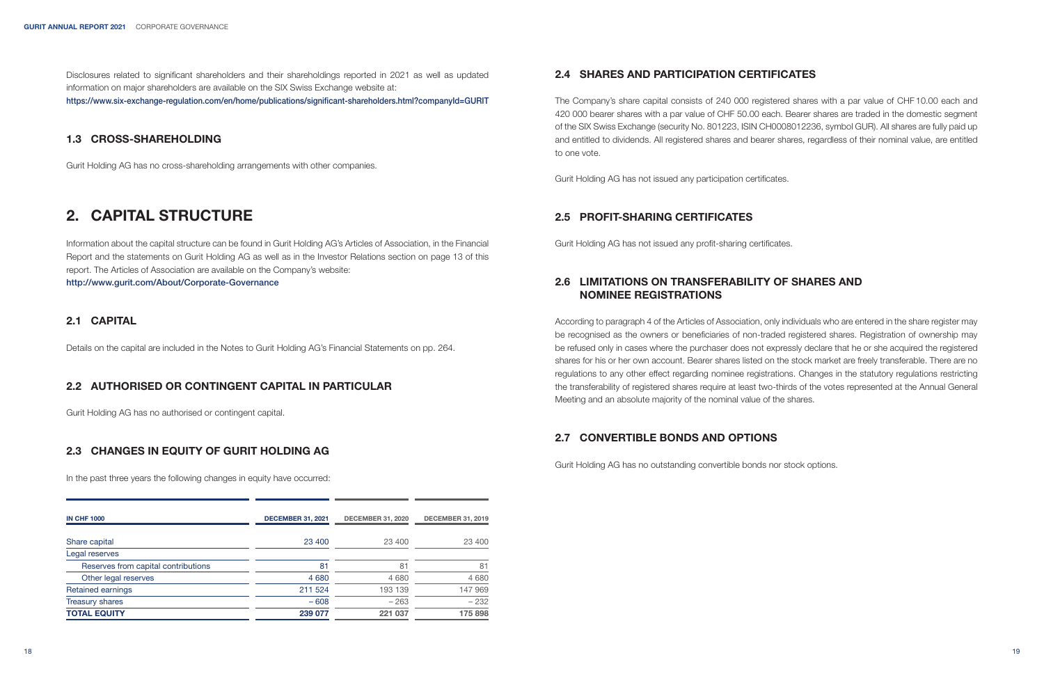Disclosures related to significant shareholders and their shareholdings reported in 2021 as well as updated information on major shareholders are available on the SIX Swiss Exchange website at:
https://www.six-exchange-regulation.com/en/home/publications/significant-shareholders.html?companyId=GURIT

### 1.3 CROSS-SHAREHOLDING

Gurit Holding AG has no cross-shareholding arrangements with other companies.

## 2. CAPITAL STRUCTURE

Information about the capital structure can be found in Gurit Holding AG's Articles of Association, in the Financial Report and the statements on Gurit Holding AG as well as in the Investor Relations section on page 13 of this report. The Articles of Association are available on the Company's website:
http://www.gurit.com/About/Corporate-Governance

### 2.1 CAPITAL

Details on the capital are included in the Notes to Gurit Holding AG's Financial Statements on pp. 264.

### 2.2 AUTHORISED OR CONTINGENT CAPITAL IN PARTICULAR

Gurit Holding AG has no authorised or contingent capital.

### 2.3 CHANGES IN EQUITY OF GURIT HOLDING AG

In the past three years the following changes in equity have occurred:

| IN CHF 1000 | DECEMBER 31, 2021 | DECEMBER 31, 2020 | DECEMBER 31, 2019 |
|---|---|---|---|
| Share capital | 23 400 | 23 400 | 23 400 |
| Legal reserves | | | |
| Reserves from capital contributions | 81 | 81 | 81 |
| Other legal reserves | 4 680 | 4 680 | 4 680 |
| Retained earnings | 211 524 | 193 139 | 147 969 |
| Treasury shares | – 608 | – 263 | – 232 |
| **TOTAL EQUITY** | **239 077** | **221 037** | **175 898** |

### 2.4 SHARES AND PARTICIPATION CERTIFICATES

The Company's share capital consists of 240 000 registered shares with a par value of CHF 10.00 each and 420 000 bearer shares with a par value of CHF 50.00 each. Bearer shares are traded in the domestic segment of the SIX Swiss Exchange (security No. 801223, ISIN CH0008012236, symbol GUR). All shares are fully paid up and entitled to dividends. All registered shares and bearer shares, regardless of their nominal value, are entitled to one vote.

Gurit Holding AG has not issued any participation certificates.

### 2.5 PROFIT-SHARING CERTIFICATES

Gurit Holding AG has not issued any profit-sharing certificates.

### 2.6 LIMITATIONS ON TRANSFERABILITY OF SHARES AND NOMINEE REGISTRATIONS

According to paragraph 4 of the Articles of Association, only individuals who are entered in the share register may be recognised as the owners or beneficiaries of non-traded registered shares. Registration of ownership may be refused only in cases where the purchaser does not expressly declare that he or she acquired the registered shares for his or her own account. Bearer shares listed on the stock market are freely transferable. There are no regulations to any other effect regarding nominee registrations. Changes in the statutory regulations restricting the transferability of registered shares require at least two-thirds of the votes represented at the Annual General Meeting and an absolute majority of the nominal value of the shares.

### 2.7 CONVERTIBLE BONDS AND OPTIONS

Gurit Holding AG has no outstanding convertible bonds nor stock options.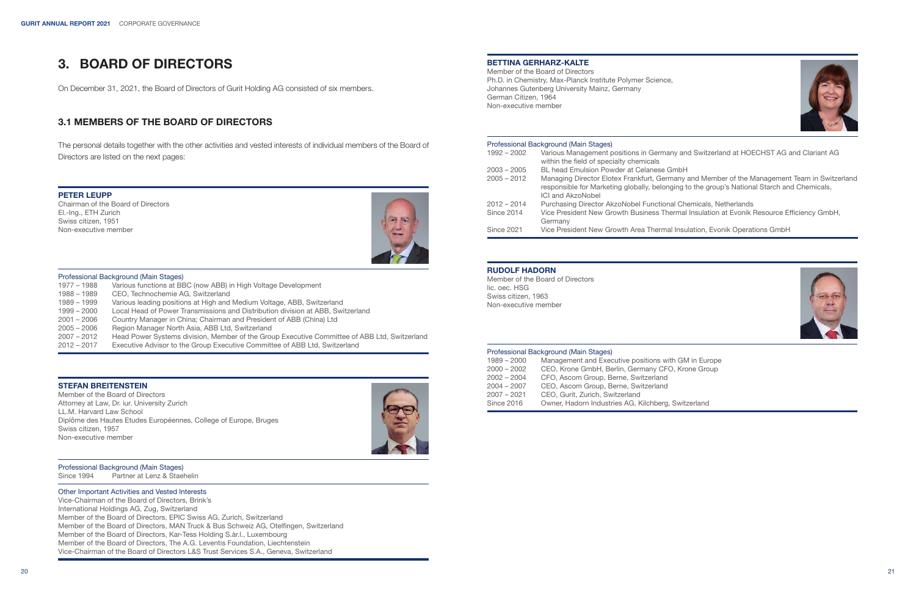# 3. BOARD OF DIRECTORS

On December 31, 2021, the Board of Directors of Gurit Holding AG consisted of six members.

## 3.1 MEMBERS OF THE BOARD OF DIRECTORS

The personal details together with the other activities and vested interests of individual members of the Board of Directors are listed on the next pages:

### PETER LEUPP

Chairman of the Board of Directors
El.-Ing., ETH Zurich
Swiss citizen, 1951
Non-executive member

Professional Background (Main Stages)

| | |
|---|---|
| 1977 – 1988 | Various functions at BBC (now ABB) in High Voltage Development |
| 1988 – 1989 | CEO, Technochemie AG, Switzerland |
| 1989 – 1999 | Various leading positions at High and Medium Voltage, ABB, Switzerland |
| 1999 – 2000 | Local Head of Power Transmissions and Distribution division at ABB, Switzerland |
| 2001 – 2006 | Country Manager in China; Chairman and President of ABB (China) Ltd |
| 2005 – 2006 | Region Manager North Asia, ABB Ltd, Switzerland |
| 2007 – 2012 | Head Power Systems division, Member of the Group Executive Committee of ABB Ltd, Switzerland |
| 2012 – 2017 | Executive Advisor to the Group Executive Committee of ABB Ltd, Switzerland |

### STEFAN BREITENSTEIN

Member of the Board of Directors
Attorney at Law, Dr. iur. University Zurich
LL.M. Harvard Law School
Diplôme des Hautes Etudes Européennes, College of Europe, Bruges
Swiss citizen, 1957
Non-executive member

Professional Background (Main Stages)

| | |
|---|---|
| Since 1994 | Partner at Lenz & Staehelin |

Other Important Activities and Vested Interests

Vice-Chairman of the Board of Directors, Brink's International Holdings AG, Zug, Switzerland
Member of the Board of Directors, EPIC Swiss AG, Zurich, Switzerland
Member of the Board of Directors, MAN Truck & Bus Schweiz AG, Otelfingen, Switzerland
Member of the Board of Directors, Kar-Tess Holding S.àr.l., Luxembourg
Member of the Board of Directors, The A.G. Leventis Foundation, Liechtenstein
Vice-Chairman of the Board of Directors L&S Trust Services S.A., Geneva, Switzerland

### BETTINA GERHARZ-KALTE

Member of the Board of Directors
Ph.D. in Chemistry, Max-Planck Institute Polymer Science, Johannes Gutenberg University Mainz, Germany
German Citizen, 1964
Non-executive member

Professional Background (Main Stages)

| | |
|---|---|
| 1992 – 2002 | Various Management positions in Germany and Switzerland at HOECHST AG and Clariant AG within the field of specialty chemicals |
| 2003 – 2005 | BL head Emulsion Powder at Celanese GmbH |
| 2005 – 2012 | Managing Director Elotex Frankfurt, Germany and Member of the Management Team in Switzerland responsible for Marketing globally, belonging to the group's National Starch and Chemicals, ICI and AkzoNobel |
| 2012 – 2014 | Purchasing Director AkzoNobel Functional Chemicals, Netherlands |
| Since 2014 | Vice President New Growth Business Thermal Insulation at Evonik Resource Efficiency GmbH, Germany |
| Since 2021 | Vice President New Growth Area Thermal Insulation, Evonik Operations GmbH |

### RUDOLF HADORN

Member of the Board of Directors
lic. oec. HSG
Swiss citizen, 1963
Non-executive member

Professional Background (Main Stages)

| | |
|---|---|
| 1989 – 2000 | Management and Executive positions with GM in Europe |
| 2000 – 2002 | CEO, Krone GmbH, Berlin, Germany CFO, Krone Group |
| 2002 – 2004 | CFO, Ascom Group, Berne, Switzerland |
| 2004 – 2007 | CEO, Ascom Group, Berne, Switzerland |
| 2007 – 2021 | CEO, Gurit, Zurich, Switzerland |
| Since 2016 | Owner, Hadorn Industries AG, Kilchberg, Switzerland |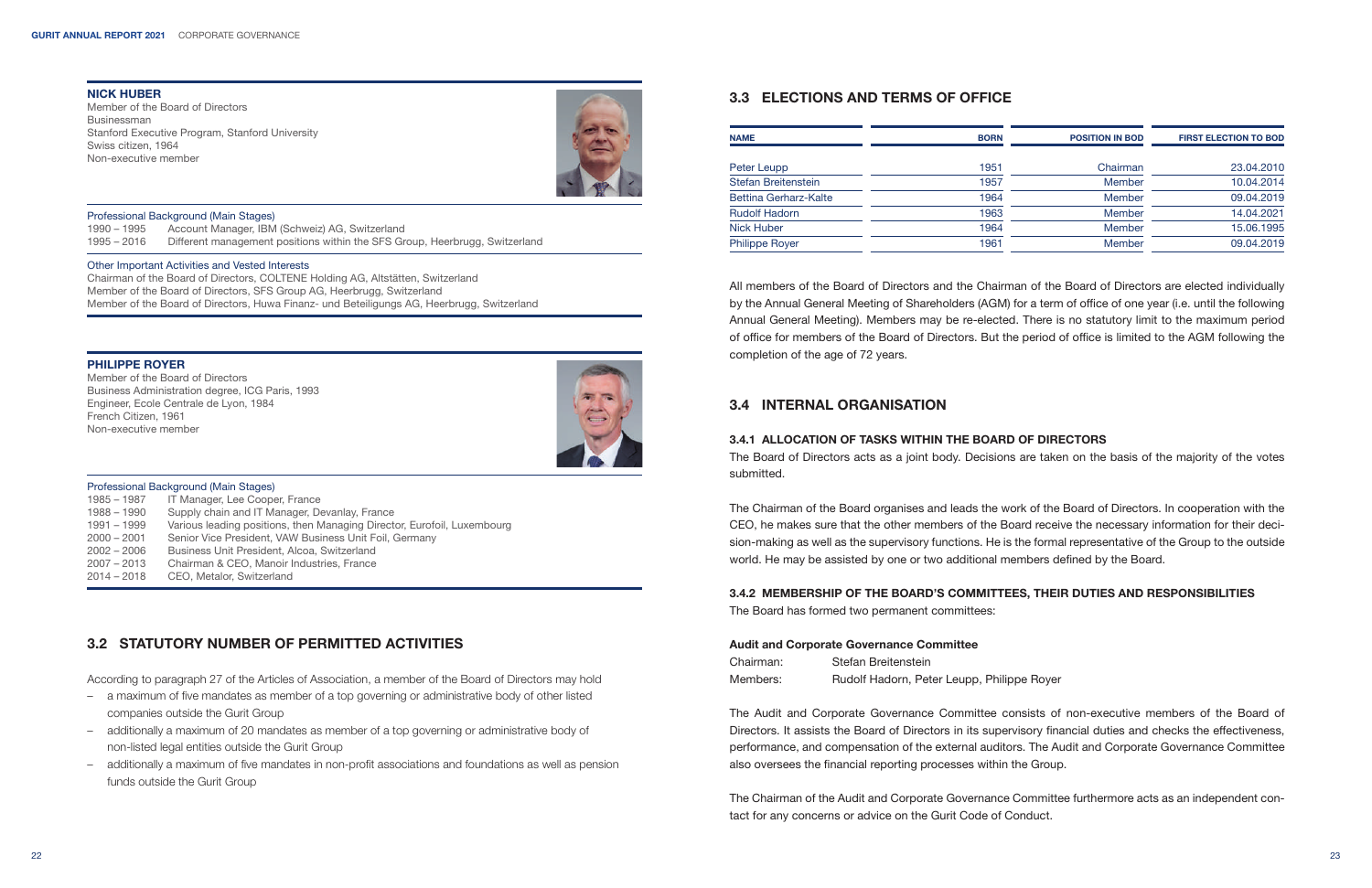### NICK HUBER

Member of the Board of Directors
Businessman
Stanford Executive Program, Stanford University
Swiss citizen, 1964
Non-executive member

Professional Background (Main Stages)

1990 – 1995 Account Manager, IBM (Schweiz) AG, Switzerland
1995 – 2016 Different management positions within the SFS Group, Heerbrugg, Switzerland

Other Important Activities and Vested Interests

Chairman of the Board of Directors, COLTENE Holding AG, Altstätten, Switzerland
Member of the Board of Directors, SFS Group AG, Heerbrugg, Switzerland
Member of the Board of Directors, Huwa Finanz- und Beteiligungs AG, Heerbrugg, Switzerland

### PHILIPPE ROYER

Member of the Board of Directors
Business Administration degree, ICG Paris, 1993
Engineer, Ecole Centrale de Lyon, 1984
French Citizen, 1961
Non-executive member

Professional Background (Main Stages)

1985 – 1987 IT Manager, Lee Cooper, France
1988 – 1990 Supply chain and IT Manager, Devanlay, France
1991 – 1999 Various leading positions, then Managing Director, Eurofoil, Luxembourg
2000 – 2001 Senior Vice President, VAW Business Unit Foil, Germany
2002 – 2006 Business Unit President, Alcoa, Switzerland
2007 – 2013 Chairman & CEO, Manoir Industries, France
2014 – 2018 CEO, Metalor, Switzerland

## 3.2 STATUTORY NUMBER OF PERMITTED ACTIVITIES

According to paragraph 27 of the Articles of Association, a member of the Board of Directors may hold

- a maximum of five mandates as member of a top governing or administrative body of other listed companies outside the Gurit Group
- additionally a maximum of 20 mandates as member of a top governing or administrative body of non-listed legal entities outside the Gurit Group
- additionally a maximum of five mandates in non-profit associations and foundations as well as pension funds outside the Gurit Group

## 3.3 ELECTIONS AND TERMS OF OFFICE

| NAME | BORN | POSITION IN BOD | FIRST ELECTION TO BOD |
|---|---|---|---|
| Peter Leupp | 1951 | Chairman | 23.04.2010 |
| Stefan Breitenstein | 1957 | Member | 10.04.2014 |
| Bettina Gerharz-Kalte | 1964 | Member | 09.04.2019 |
| Rudolf Hadorn | 1963 | Member | 14.04.2021 |
| Nick Huber | 1964 | Member | 15.06.1995 |
| Philippe Royer | 1961 | Member | 09.04.2019 |

All members of the Board of Directors and the Chairman of the Board of Directors are elected individually by the Annual General Meeting of Shareholders (AGM) for a term of office of one year (i.e. until the following Annual General Meeting). Members may be re-elected. There is no statutory limit to the maximum period of office for members of the Board of Directors. But the period of office is limited to the AGM following the completion of the age of 72 years.

## 3.4 INTERNAL ORGANISATION

### 3.4.1 ALLOCATION OF TASKS WITHIN THE BOARD OF DIRECTORS

The Board of Directors acts as a joint body. Decisions are taken on the basis of the majority of the votes submitted.

The Chairman of the Board organises and leads the work of the Board of Directors. In cooperation with the CEO, he makes sure that the other members of the Board receive the necessary information for their decision-making as well as the supervisory functions. He is the formal representative of the Group to the outside world. He may be assisted by one or two additional members defined by the Board.

### 3.4.2 MEMBERSHIP OF THE BOARD'S COMMITTEES, THEIR DUTIES AND RESPONSIBILITIES

The Board has formed two permanent committees:

**Audit and Corporate Governance Committee**

Chairman: Stefan Breitenstein
Members: Rudolf Hadorn, Peter Leupp, Philippe Royer

The Audit and Corporate Governance Committee consists of non-executive members of the Board of Directors. It assists the Board of Directors in its supervisory financial duties and checks the effectiveness, performance, and compensation of the external auditors. The Audit and Corporate Governance Committee also oversees the financial reporting processes within the Group.

The Chairman of the Audit and Corporate Governance Committee furthermore acts as an independent contact for any concerns or advice on the Gurit Code of Conduct.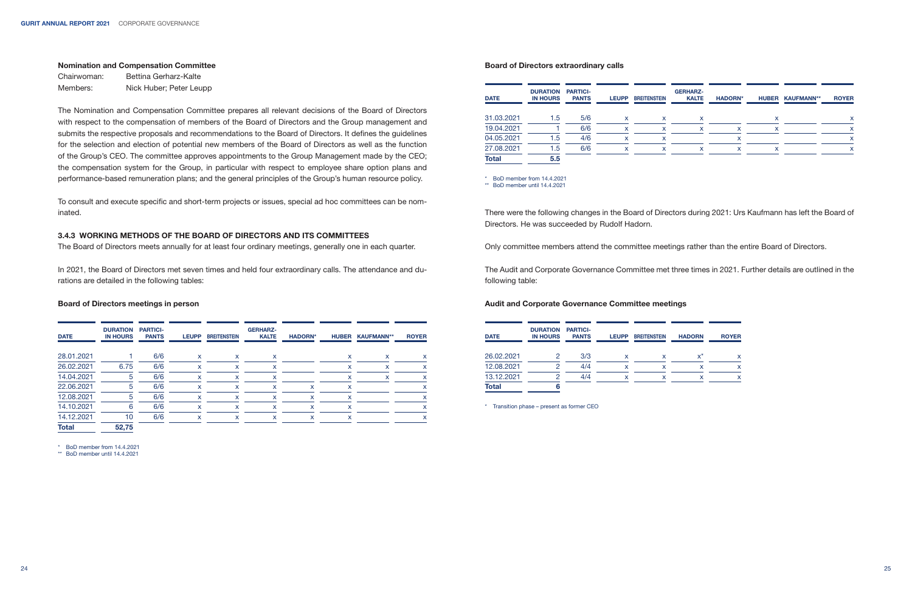### Nomination and Compensation Committee

Chairwoman: Bettina Gerharz-Kalte
Members: Nick Huber; Peter Leupp

The Nomination and Compensation Committee prepares all relevant decisions of the Board of Directors with respect to the compensation of members of the Board of Directors and the Group management and submits the respective proposals and recommendations to the Board of Directors. It defines the guidelines for the selection and election of potential new members of the Board of Directors as well as the function of the Group's CEO. The committee approves appointments to the Group Management made by the CEO; the compensation system for the Group, in particular with respect to employee share option plans and performance-based remuneration plans; and the general principles of the Group's human resource policy.

To consult and execute specific and short-term projects or issues, special ad hoc committees can be nominated.

### 3.4.3 WORKING METHODS OF THE BOARD OF DIRECTORS AND ITS COMMITTEES

The Board of Directors meets annually for at least four ordinary meetings, generally one in each quarter.

In 2021, the Board of Directors met seven times and held four extraordinary calls. The attendance and durations are detailed in the following tables:

### Board of Directors meetings in person

| DATE | DURATION IN HOURS | PARTICI-PANTS | LEUPP | BREITENSTEIN | GERHARZ-KALTE | HADORN* | HUBER | KAUFMANN** | ROYER |
|---|---|---|---|---|---|---|---|---|---|
| 28.01.2021 | 1 | 6/6 | x | x | x | | x | x | x |
| 26.02.2021 | 6.75 | 6/6 | x | x | x | | x | x | x |
| 14.04.2021 | 5 | 6/6 | x | x | x | | x | x | x |
| 22.06.2021 | 5 | 6/6 | x | x | x | x | x | | x |
| 12.08.2021 | 5 | 6/6 | x | x | x | x | x | | x |
| 14.10.2021 | 6 | 6/6 | x | x | x | x | x | | x |
| 14.12.2021 | 10 | 6/6 | x | x | x | x | x | | x |
| **Total** | **52,75** | | | | | | | | |

\* BoD member from 14.4.2021
\*\* BoD member until 14.4.2021

### Board of Directors extraordinary calls

| DATE | DURATION IN HOURS | PARTICI-PANTS | LEUPP | BREITENSTEIN | GERHARZ-KALTE | HADORN* | HUBER | KAUFMANN** | ROYER |
|---|---|---|---|---|---|---|---|---|---|
| 31.03.2021 | 1.5 | 5/6 | x | x | x | | x | | x |
| 19.04.2021 | 1 | 6/6 | x | x | x | x | x | | x |
| 04.05.2021 | 1.5 | 4/6 | x | x | | x | | | x |
| 27.08.2021 | 1.5 | 6/6 | x | x | x | x | x | | x |
| **Total** | **5.5** | | | | | | | | |

\* BoD member from 14.4.2021
\*\* BoD member until 14.4.2021

There were the following changes in the Board of Directors during 2021: Urs Kaufmann has left the Board of Directors. He was succeeded by Rudolf Hadorn.

Only committee members attend the committee meetings rather than the entire Board of Directors.

The Audit and Corporate Governance Committee met three times in 2021. Further details are outlined in the following table:

### Audit and Corporate Governance Committee meetings

| DATE | DURATION IN HOURS | PARTICI-PANTS | LEUPP | BREITENSTEIN | HADORN | ROYER |
|---|---|---|---|---|---|---|
| 26.02.2021 | 2 | 3/3 | x | x | x* | x |
| 12.08.2021 | 2 | 4/4 | x | x | x | x |
| 13.12.2021 | 2 | 4/4 | x | x | x | x |
| **Total** | **6** | | | | | |

\* Transition phase – present as former CEO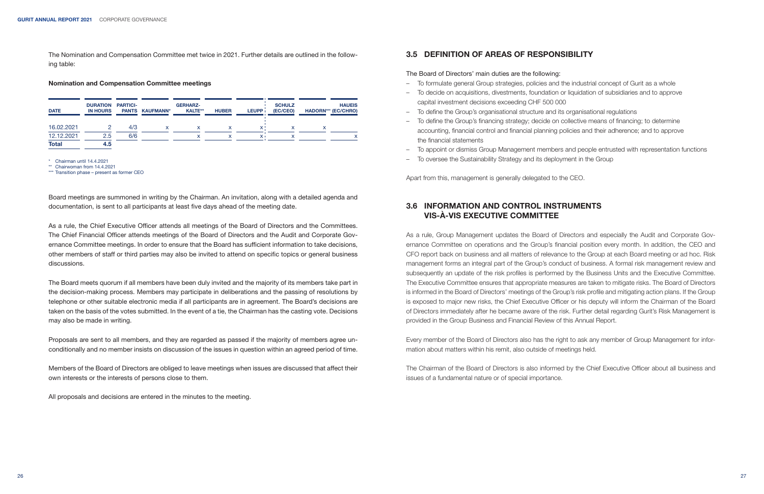The Nomination and Compensation Committee met twice in 2021. Further details are outlined in the following table:

**Nomination and Compensation Committee meetings**

| DATE | DURATION IN HOURS | PARTICIPANTS | KAUFMANN* | GERHARZ-KALTE** | HUBER | LEUPP | SCHULZ (EC/CEO) | HADORN*** | HAUEIS (EC/CHRO) |
|---|---|---|---|---|---|---|---|---|---|
| 16.02.2021 | 2 | 4/3 | x | x | x | x | x | x | |
| 12.12.2021 | 2.5 | 6/6 | | x | x | x | x | | x |
| **Total** | **4.5** | | | | | | | | |

\* Chairman until 14.4.2021
\** Chairwoman from 14.4.2021
\*** Transition phase – present as former CEO

Board meetings are summoned in writing by the Chairman. An invitation, along with a detailed agenda and documentation, is sent to all participants at least five days ahead of the meeting date.

As a rule, the Chief Executive Officer attends all meetings of the Board of Directors and the Committees. The Chief Financial Officer attends meetings of the Board of Directors and the Audit and Corporate Governance Committee meetings. In order to ensure that the Board has sufficient information to take decisions, other members of staff or third parties may also be invited to attend on specific topics or general business discussions.

The Board meets quorum if all members have been duly invited and the majority of its members take part in the decision-making process. Members may participate in deliberations and the passing of resolutions by telephone or other suitable electronic media if all participants are in agreement. The Board's decisions are taken on the basis of the votes submitted. In the event of a tie, the Chairman has the casting vote. Decisions may also be made in writing.

Proposals are sent to all members, and they are regarded as passed if the majority of members agree unconditionally and no member insists on discussion of the issues in question within an agreed period of time.

Members of the Board of Directors are obliged to leave meetings when issues are discussed that affect their own interests or the interests of persons close to them.

All proposals and decisions are entered in the minutes to the meeting.

## 3.5 DEFINITION OF AREAS OF RESPONSIBILITY

The Board of Directors' main duties are the following:

- To formulate general Group strategies, policies and the industrial concept of Gurit as a whole
- To decide on acquisitions, divestments, foundation or liquidation of subsidiaries and to approve capital investment decisions exceeding CHF 500 000
- To define the Group's organisational structure and its organisational regulations
- To define the Group's financing strategy; decide on collective means of financing; to determine accounting, financial control and financial planning policies and their adherence; and to approve the financial statements
- To appoint or dismiss Group Management members and people entrusted with representation functions
- To oversee the Sustainability Strategy and its deployment in the Group

Apart from this, management is generally delegated to the CEO.

## 3.6 INFORMATION AND CONTROL INSTRUMENTS VIS-À-VIS EXECUTIVE COMMITTEE

As a rule, Group Management updates the Board of Directors and especially the Audit and Corporate Governance Committee on operations and the Group's financial position every month. In addition, the CEO and CFO report back on business and all matters of relevance to the Group at each Board meeting or ad hoc. Risk management forms an integral part of the Group's conduct of business. A formal risk management review and subsequently an update of the risk profiles is performed by the Business Units and the Executive Committee. The Executive Committee ensures that appropriate measures are taken to mitigate risks. The Board of Directors is informed in the Board of Directors' meetings of the Group's risk profile and mitigating action plans. If the Group is exposed to major new risks, the Chief Executive Officer or his deputy will inform the Chairman of the Board of Directors immediately after he became aware of the risk. Further detail regarding Gurit's Risk Management is provided in the Group Business and Financial Review of this Annual Report.

Every member of the Board of Directors also has the right to ask any member of Group Management for information about matters within his remit, also outside of meetings held.

The Chairman of the Board of Directors is also informed by the Chief Executive Officer about all business and issues of a fundamental nature or of special importance.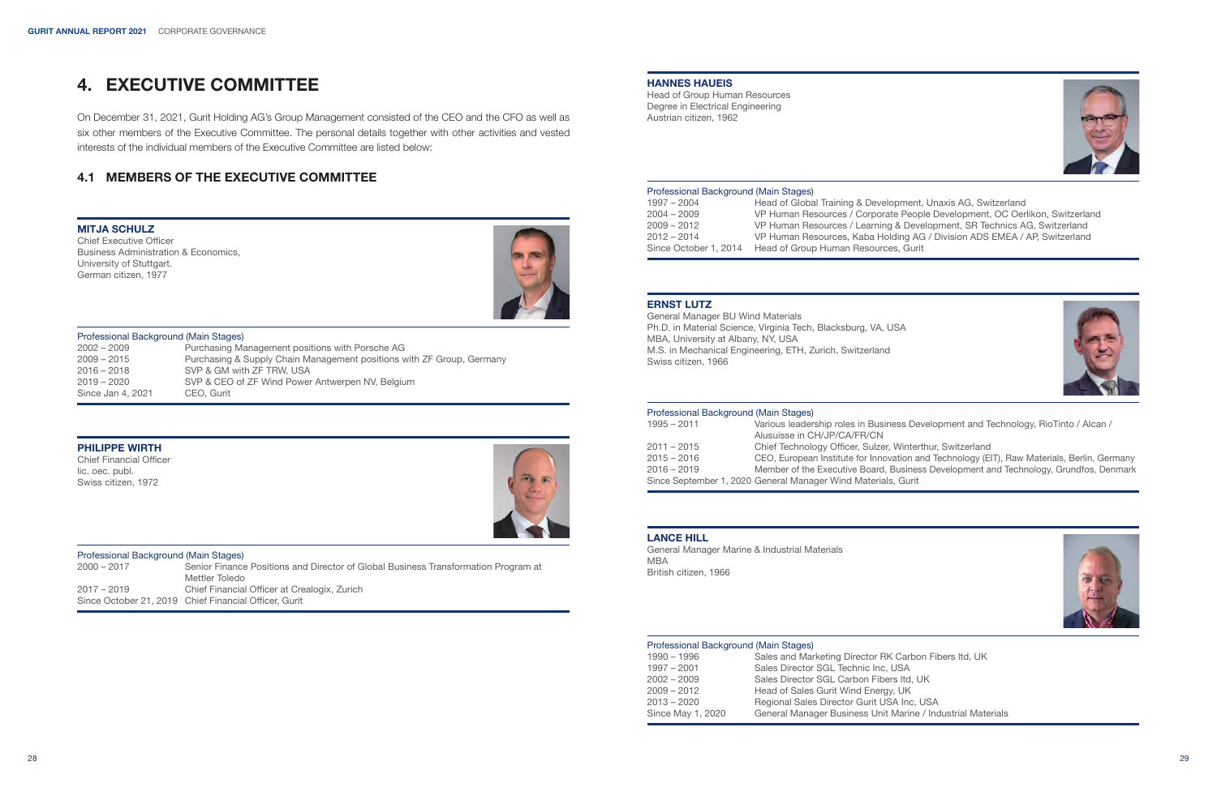# 4. EXECUTIVE COMMITTEE

On December 31, 2021, Gurit Holding AG's Group Management consisted of the CEO and the CFO as well as six other members of the Executive Committee. The personal details together with other activities and vested interests of the individual members of the Executive Committee are listed below:

## 4.1 MEMBERS OF THE EXECUTIVE COMMITTEE

### MITJA SCHULZ

Chief Executive Officer
Business Administration & Economics, University of Stuttgart.
German citizen, 1977

Professional Background (Main Stages)

| | |
|---|---|
| 2002 – 2009 | Purchasing Management positions with Porsche AG |
| 2009 – 2015 | Purchasing & Supply Chain Management positions with ZF Group, Germany |
| 2016 – 2018 | SVP & GM with ZF TRW, USA |
| 2019 – 2020 | SVP & CEO of ZF Wind Power Antwerpen NV, Belgium |
| Since Jan 4, 2021 | CEO, Gurit |

### PHILIPPE WIRTH

Chief Financial Officer
lic. oec. publ.
Swiss citizen, 1972

Professional Background (Main Stages)

| | |
|---|---|
| 2000 – 2017 | Senior Finance Positions and Director of Global Business Transformation Program at Mettler Toledo |
| 2017 – 2019 | Chief Financial Officer at Crealogix, Zurich |
| Since October 21, 2019 | Chief Financial Officer, Gurit |

### HANNES HAUEIS

Head of Group Human Resources
Degree in Electrical Engineering
Austrian citizen, 1962

Professional Background (Main Stages)

| | |
|---|---|
| 1997 – 2004 | Head of Global Training & Development, Unaxis AG, Switzerland |
| 2004 – 2009 | VP Human Resources / Corporate People Development, OC Oerlikon, Switzerland |
| 2009 – 2012 | VP Human Resources / Learning & Development, SR Technics AG, Switzerland |
| 2012 – 2014 | VP Human Resources, Kaba Holding AG / Division ADS EMEA / AP, Switzerland |
| Since October 1, 2014 | Head of Group Human Resources, Gurit |

### ERNST LUTZ

General Manager BU Wind Materials
Ph.D. in Material Science, Virginia Tech, Blacksburg, VA, USA
MBA, University at Albany, NY, USA
M.S. in Mechanical Engineering, ETH, Zurich, Switzerland
Swiss citizen, 1966

Professional Background (Main Stages)

| | |
|---|---|
| 1995 – 2011 | Various leadership roles in Business Development and Technology, RioTinto / Alcan / Alusuisse in CH/JP/CA/FR/CN |
| 2011 – 2015 | Chief Technology Officer, Sulzer, Winterthur, Switzerland |
| 2015 – 2016 | CEO, European Institute for Innovation and Technology (EIT), Raw Materials, Berlin, Germany |
| 2016 – 2019 | Member of the Executive Board, Business Development and Technology, Grundfos, Denmark |
| Since September 1, 2020 | General Manager Wind Materials, Gurit |

### LANCE HILL

General Manager Marine & Industrial Materials
MBA
British citizen, 1966

Professional Background (Main Stages)

| | |
|---|---|
| 1990 – 1996 | Sales and Marketing Director RK Carbon Fibers ltd, UK |
| 1997 – 2001 | Sales Director SGL Technic Inc, USA |
| 2002 – 2009 | Sales Director SGL Carbon Fibers ltd, UK |
| 2009 – 2012 | Head of Sales Gurit Wind Energy, UK |
| 2013 – 2020 | Regional Sales Director Gurit USA Inc, USA |
| Since May 1, 2020 | General Manager Business Unit Marine / Industrial Materials |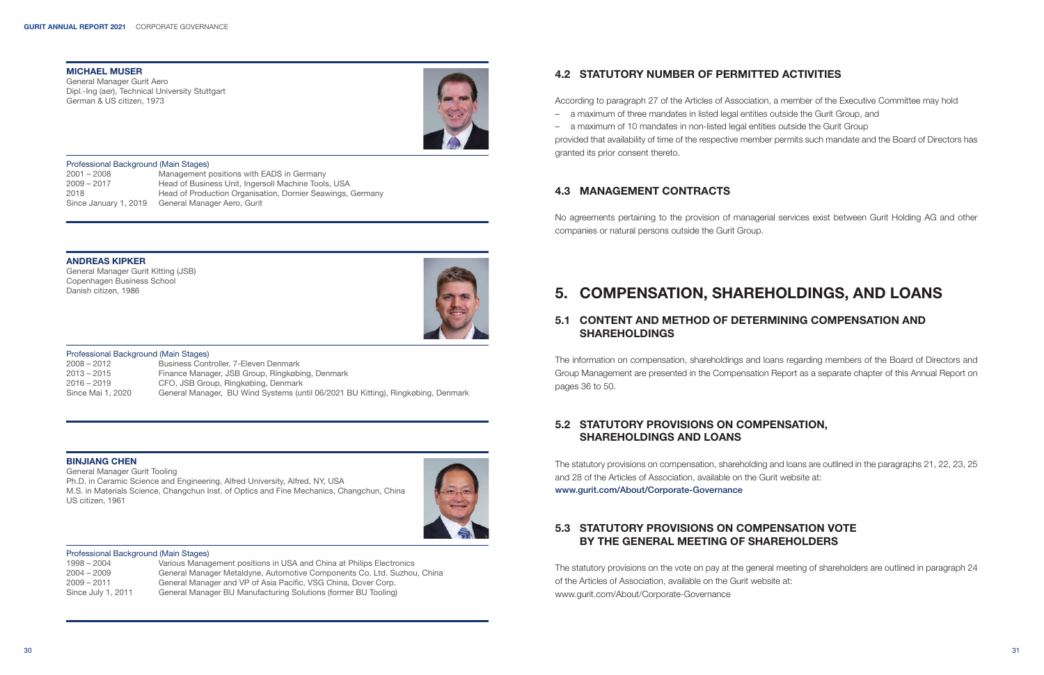**MICHAEL MUSER**
General Manager Gurit Aero
Dipl.-Ing (aer), Technical University Stuttgart
German & US citizen, 1973

Professional Background (Main Stages)

| | |
|---|---|
| 2001 – 2008 | Management positions with EADS in Germany |
| 2009 – 2017 | Head of Business Unit, Ingersoll Machine Tools, USA |
| 2018 | Head of Production Organisation, Dornier Seawings, Germany |
| Since January 1, 2019 | General Manager Aero, Gurit |

**ANDREAS KIPKER**
General Manager Gurit Kitting (JSB)
Copenhagen Business School
Danish citizen, 1986

Professional Background (Main Stages)

| | |
|---|---|
| 2008 – 2012 | Business Controller, 7-Eleven Denmark |
| 2013 – 2015 | Finance Manager, JSB Group, Ringkøbing, Denmark |
| 2016 – 2019 | CFO, JSB Group, Ringkøbing, Denmark |
| Since Mai 1, 2020 | General Manager, BU Wind Systems (until 06/2021 BU Kitting), Ringkøbing, Denmark |

**BINJIANG CHEN**
General Manager Gurit Tooling
Ph.D. in Ceramic Science and Engineering, Alfred University, Alfred, NY, USA
M.S. in Materials Science, Changchun Inst. of Optics and Fine Mechanics, Changchun, China
US citizen, 1961

Professional Background (Main Stages)

| | |
|---|---|
| 1998 – 2004 | Various Management positions in USA and China at Philips Electronics |
| 2004 – 2009 | General Manager Metaldyne, Automotive Components Co. Ltd. Suzhou, China |
| 2009 – 2011 | General Manager and VP of Asia Pacific, VSG China, Dover Corp. |
| Since July 1, 2011 | General Manager BU Manufacturing Solutions (former BU Tooling) |

## 4.2 STATUTORY NUMBER OF PERMITTED ACTIVITIES

According to paragraph 27 of the Articles of Association, a member of the Executive Committee may hold

– a maximum of three mandates in listed legal entities outside the Gurit Group, and
– a maximum of 10 mandates in non-listed legal entities outside the Gurit Group

provided that availability of time of the respective member permits such mandate and the Board of Directors has granted its prior consent thereto.

## 4.3 MANAGEMENT CONTRACTS

No agreements pertaining to the provision of managerial services exist between Gurit Holding AG and other companies or natural persons outside the Gurit Group.

# 5. COMPENSATION, SHAREHOLDINGS, AND LOANS

## 5.1 CONTENT AND METHOD OF DETERMINING COMPENSATION AND SHAREHOLDINGS

The information on compensation, shareholdings and loans regarding members of the Board of Directors and Group Management are presented in the Compensation Report as a separate chapter of this Annual Report on pages 36 to 50.

## 5.2 STATUTORY PROVISIONS ON COMPENSATION, SHAREHOLDINGS AND LOANS

The statutory provisions on compensation, shareholding and loans are outlined in the paragraphs 21, 22, 23, 25 and 28 of the Articles of Association, available on the Gurit website at:
www.gurit.com/About/Corporate-Governance

## 5.3 STATUTORY PROVISIONS ON COMPENSATION VOTE BY THE GENERAL MEETING OF SHAREHOLDERS

The statutory provisions on the vote on pay at the general meeting of shareholders are outlined in paragraph 24 of the Articles of Association, available on the Gurit website at:
www.gurit.com/About/Corporate-Governance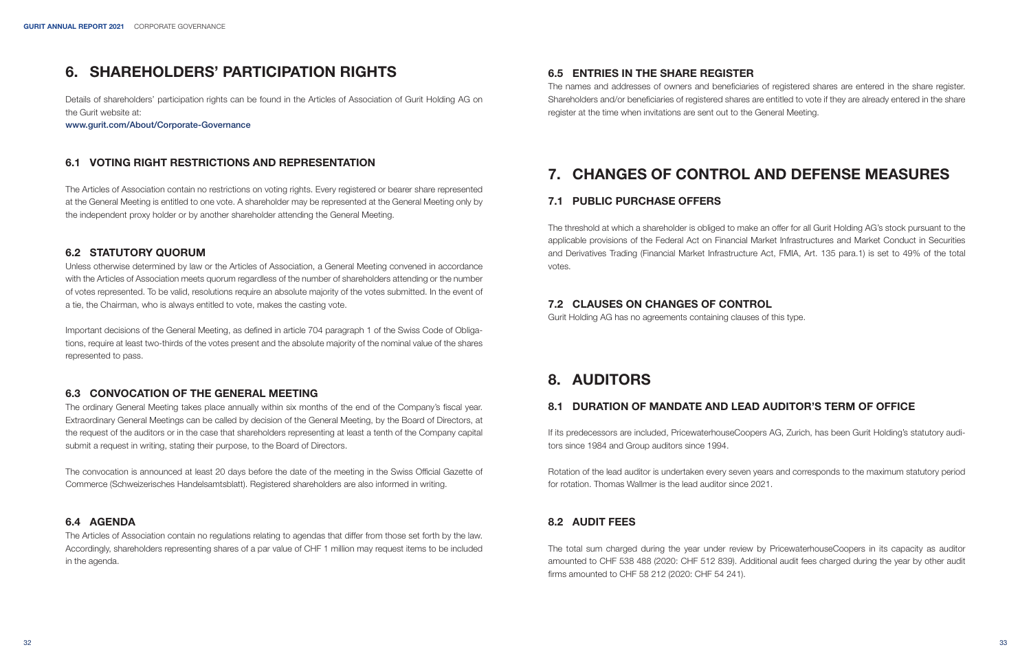# 6. SHAREHOLDERS' PARTICIPATION RIGHTS

Details of shareholders' participation rights can be found in the Articles of Association of Gurit Holding AG on the Gurit website at:
www.gurit.com/About/Corporate-Governance

## 6.1 VOTING RIGHT RESTRICTIONS AND REPRESENTATION

The Articles of Association contain no restrictions on voting rights. Every registered or bearer share represented at the General Meeting is entitled to one vote. A shareholder may be represented at the General Meeting only by the independent proxy holder or by another shareholder attending the General Meeting.

## 6.2 STATUTORY QUORUM

Unless otherwise determined by law or the Articles of Association, a General Meeting convened in accordance with the Articles of Association meets quorum regardless of the number of shareholders attending or the number of votes represented. To be valid, resolutions require an absolute majority of the votes submitted. In the event of a tie, the Chairman, who is always entitled to vote, makes the casting vote.

Important decisions of the General Meeting, as defined in article 704 paragraph 1 of the Swiss Code of Obligations, require at least two-thirds of the votes present and the absolute majority of the nominal value of the shares represented to pass.

## 6.3 CONVOCATION OF THE GENERAL MEETING

The ordinary General Meeting takes place annually within six months of the end of the Company's fiscal year. Extraordinary General Meetings can be called by decision of the General Meeting, by the Board of Directors, at the request of the auditors or in the case that shareholders representing at least a tenth of the Company capital submit a request in writing, stating their purpose, to the Board of Directors.

The convocation is announced at least 20 days before the date of the meeting in the Swiss Official Gazette of Commerce (Schweizerisches Handelsamtsblatt). Registered shareholders are also informed in writing.

## 6.4 AGENDA

The Articles of Association contain no regulations relating to agendas that differ from those set forth by the law. Accordingly, shareholders representing shares of a par value of CHF 1 million may request items to be included in the agenda.

## 6.5 ENTRIES IN THE SHARE REGISTER

The names and addresses of owners and beneficiaries of registered shares are entered in the share register. Shareholders and/or beneficiaries of registered shares are entitled to vote if they are already entered in the share register at the time when invitations are sent out to the General Meeting.

# 7. CHANGES OF CONTROL AND DEFENSE MEASURES

## 7.1 PUBLIC PURCHASE OFFERS

The threshold at which a shareholder is obliged to make an offer for all Gurit Holding AG's stock pursuant to the applicable provisions of the Federal Act on Financial Market Infrastructures and Market Conduct in Securities and Derivatives Trading (Financial Market Infrastructure Act, FMIA, Art. 135 para.1) is set to 49% of the total votes.

## 7.2 CLAUSES ON CHANGES OF CONTROL

Gurit Holding AG has no agreements containing clauses of this type.

# 8. AUDITORS

## 8.1 DURATION OF MANDATE AND LEAD AUDITOR'S TERM OF OFFICE

If its predecessors are included, PricewaterhouseCoopers AG, Zurich, has been Gurit Holding's statutory auditors since 1984 and Group auditors since 1994.

Rotation of the lead auditor is undertaken every seven years and corresponds to the maximum statutory period for rotation. Thomas Wallmer is the lead auditor since 2021.

## 8.2 AUDIT FEES

The total sum charged during the year under review by PricewaterhouseCoopers in its capacity as auditor amounted to CHF 538 488 (2020: CHF 512 839). Additional audit fees charged during the year by other audit firms amounted to CHF 58 212 (2020: CHF 54 241).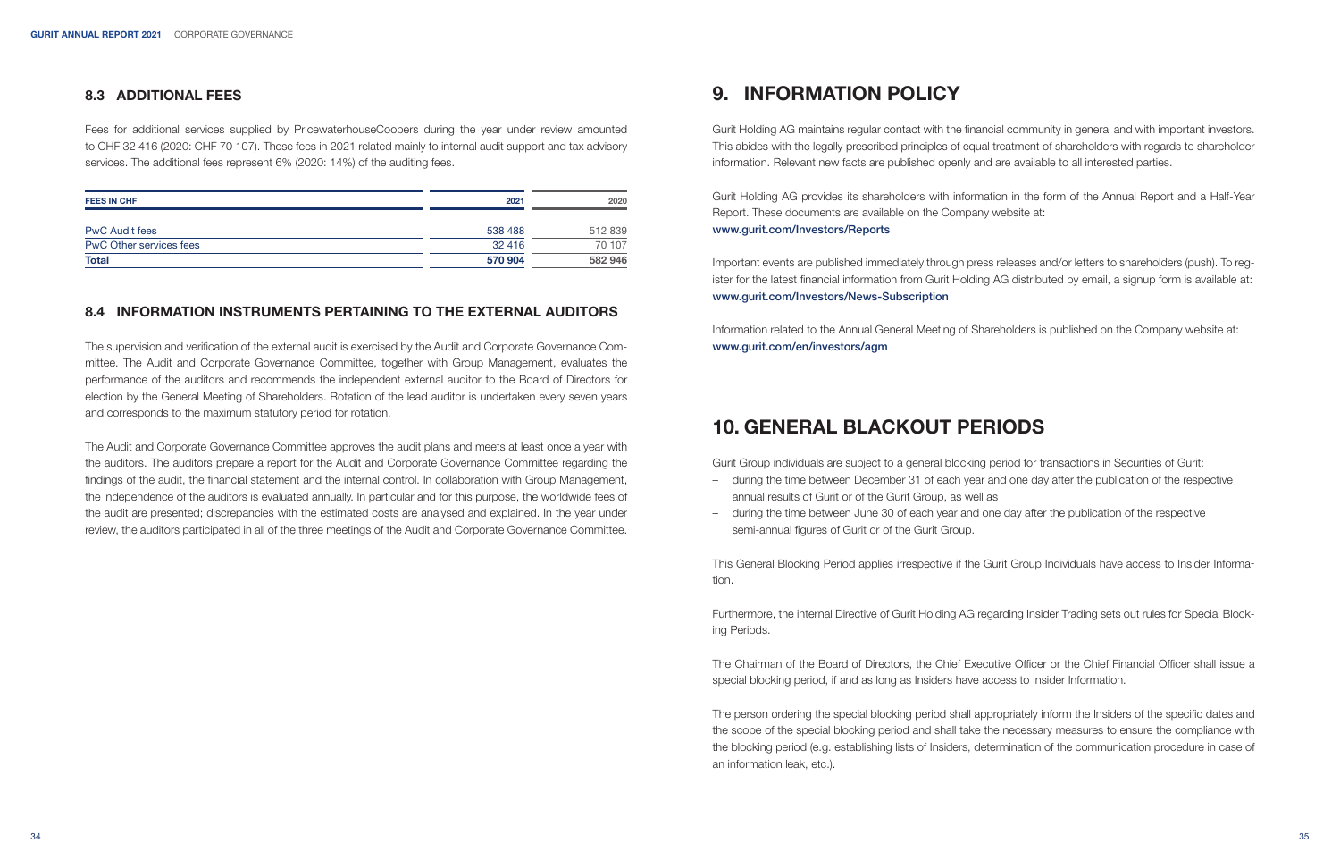### 8.3 ADDITIONAL FEES

Fees for additional services supplied by PricewaterhouseCoopers during the year under review amounted to CHF 32 416 (2020: CHF 70 107). These fees in 2021 related mainly to internal audit support and tax advisory services. The additional fees represent 6% (2020: 14%) of the auditing fees.

| FEES IN CHF | 2021 | 2020 |
|---|---|---|
| PwC Audit fees | 538 488 | 512 839 |
| PwC Other services fees | 32 416 | 70 107 |
| **Total** | **570 904** | **582 946** |

### 8.4 INFORMATION INSTRUMENTS PERTAINING TO THE EXTERNAL AUDITORS

The supervision and verification of the external audit is exercised by the Audit and Corporate Governance Committee. The Audit and Corporate Governance Committee, together with Group Management, evaluates the performance of the auditors and recommends the independent external auditor to the Board of Directors for election by the General Meeting of Shareholders. Rotation of the lead auditor is undertaken every seven years and corresponds to the maximum statutory period for rotation.

The Audit and Corporate Governance Committee approves the audit plans and meets at least once a year with the auditors. The auditors prepare a report for the Audit and Corporate Governance Committee regarding the findings of the audit, the financial statement and the internal control. In collaboration with Group Management, the independence of the auditors is evaluated annually. In particular and for this purpose, the worldwide fees of the audit are presented; discrepancies with the estimated costs are analysed and explained. In the year under review, the auditors participated in all of the three meetings of the Audit and Corporate Governance Committee.

## 9. INFORMATION POLICY

Gurit Holding AG maintains regular contact with the financial community in general and with important investors. This abides with the legally prescribed principles of equal treatment of shareholders with regards to shareholder information. Relevant new facts are published openly and are available to all interested parties.

Gurit Holding AG provides its shareholders with information in the form of the Annual Report and a Half-Year Report. These documents are available on the Company website at:
**www.gurit.com/Investors/Reports**

Important events are published immediately through press releases and/or letters to shareholders (push). To register for the latest financial information from Gurit Holding AG distributed by email, a signup form is available at:
**www.gurit.com/Investors/News-Subscription**

Information related to the Annual General Meeting of Shareholders is published on the Company website at:
**www.gurit.com/en/investors/agm**

## 10. GENERAL BLACKOUT PERIODS

Gurit Group individuals are subject to a general blocking period for transactions in Securities of Gurit:

- during the time between December 31 of each year and one day after the publication of the respective annual results of Gurit or of the Gurit Group, as well as
- during the time between June 30 of each year and one day after the publication of the respective semi-annual figures of Gurit or of the Gurit Group.

This General Blocking Period applies irrespective if the Gurit Group Individuals have access to Insider Information.

Furthermore, the internal Directive of Gurit Holding AG regarding Insider Trading sets out rules for Special Blocking Periods.

The Chairman of the Board of Directors, the Chief Executive Officer or the Chief Financial Officer shall issue a special blocking period, if and as long as Insiders have access to Insider Information.

The person ordering the special blocking period shall appropriately inform the Insiders of the specific dates and the scope of the special blocking period and shall take the necessary measures to ensure the compliance with the blocking period (e.g. establishing lists of Insiders, determination of the communication procedure in case of an information leak, etc.).